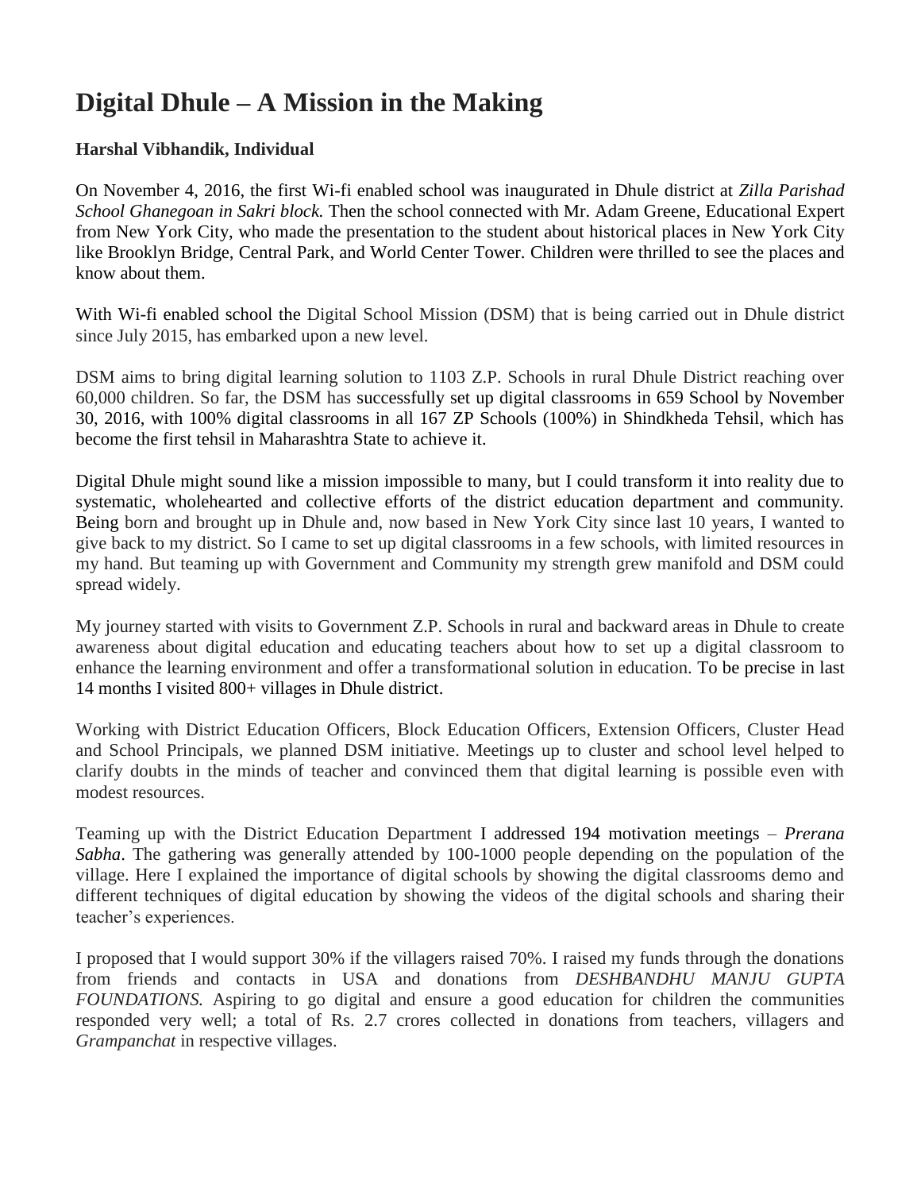# Digital Dhule – A Mission in the Making

**Harshal Vibhandik, Individual**

On November 4, 2016, the first Wi-fi enabled school was inaugurated in Dhule district at *Zilla Parishad School Ghanegoan in Sakri block.* Then the school connected with Mr. Adam Greene, Educational Expert from New York City, who made the presentation to the student about historical places in New York City like Brooklyn Bridge, Central Park, and World Center Tower. Children were thrilled to see the places and know about them.

With Wi-fi enabled school the Digital School Mission (DSM) that is being carried out in Dhule district since July 2015, has embarked upon a new level.

DSM aims to bring digital learning solution to 1103 Z.P. Schools in rural Dhule District reaching over 60,000 children. So far, the DSM has successfully set up digital classrooms in 659 School by November 30, 2016, with 100% digital classrooms in all 167 ZP Schools (100%) in Shindkheda Tehsil, which has become the first tehsil in Maharashtra State to achieve it.

Digital Dhule might sound like a mission impossible to many, but I could transform it into reality due to systematic, wholehearted and collective efforts of the district education department and community. Being born and brought up in Dhule and, now based in New York City since last 10 years, I wanted to give back to my district. So I came to set up digital classrooms in a few schools, with limited resources in my hand. But teaming up with Government and Community my strength grew manifold and DSM could spread widely.

My journey started with visits to Government Z.P. Schools in rural and backward areas in Dhule to create awareness about digital education and educating teachers about how to set up a digital classroom to enhance the learning environment and offer a transformational solution in education. To be precise in last 14 months I visited 800+ villages in Dhule district.

Working with District Education Officers, Block Education Officers, Extension Officers, Cluster Head and School Principals, we planned DSM initiative. Meetings up to cluster and school level helped to clarify doubts in the minds of teacher and convinced them that digital learning is possible even with modest resources.

Teaming up with the District Education Department I addressed 194 motivation meetings – *Prerana Sabha*. The gathering was generally attended by 100-1000 people depending on the population of the village. Here I explained the importance of digital schools by showing the digital classrooms demo and different techniques of digital education by showing the videos of the digital schools and sharing their teacher's experiences.

I proposed that I would support 30% if the villagers raised 70%. I raised my funds through the donations from friends and contacts in USA and donations from *DESHBANDHU MANJU GUPTA FOUNDATIONS.* Aspiring to go digital and ensure a good education for children the communities responded very well; a total of Rs. 2.7 crores collected in donations from teachers, villagers and *Grampanchat* in respective villages.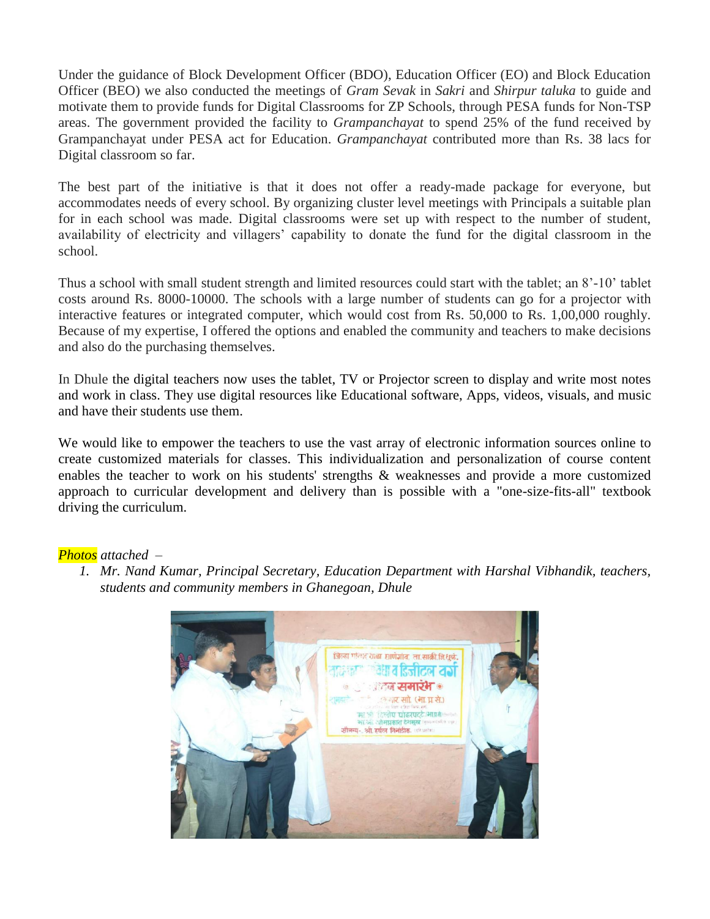Under the guidance of Block Development Officer (BDO), Education Officer (EO) and Block Education Officer (BEO) we also conducted the meetings of *Gram Sevak* in *Sakri* and *Shirpur taluka* to guide and motivate them to provide funds for Digital Classrooms for ZP Schools, through PESA funds for Non-TSP areas. The government provided the facility to *Grampanchayat* to spend 25% of the fund received by Grampanchayat under PESA act for Education. *Grampanchayat* contributed more than Rs. 38 lacs for Digital classroom so far.

The best part of the initiative is that it does not offer a ready-made package for everyone, but accommodates needs of every school. By organizing cluster level meetings with Principals a suitable plan for in each school was made. Digital classrooms were set up with respect to the number of student, availability of electricity and villagers' capability to donate the fund for the digital classroom in the school.

Thus a school with small student strength and limited resources could start with the tablet; an 8'-10' tablet costs around Rs. 8000-10000. The schools with a large number of students can go for a projector with interactive features or integrated computer, which would cost from Rs. 50,000 to Rs. 1,00,000 roughly. Because of my expertise, I offered the options and enabled the community and teachers to make decisions and also do the purchasing themselves.

In Dhule the digital teachers now uses the tablet, TV or Projector screen to display and write most notes and work in class. They use digital resources like Educational software, Apps, videos, visuals, and music and have their students use them.

We would like to empower the teachers to use the vast array of electronic information sources online to create customized materials for classes. This individualization and personalization of course content enables the teacher to work on his students' strengths & weaknesses and provide a more customized approach to curricular development and delivery than is possible with a "one-size-fits-all" textbook driving the curriculum.

*Photos attached –*

1. *Mr. Nand Kumar, Principal Secretary, Education Department with Harshal Vibhandik, teachers, students and community members in Ghanegoan, Dhule*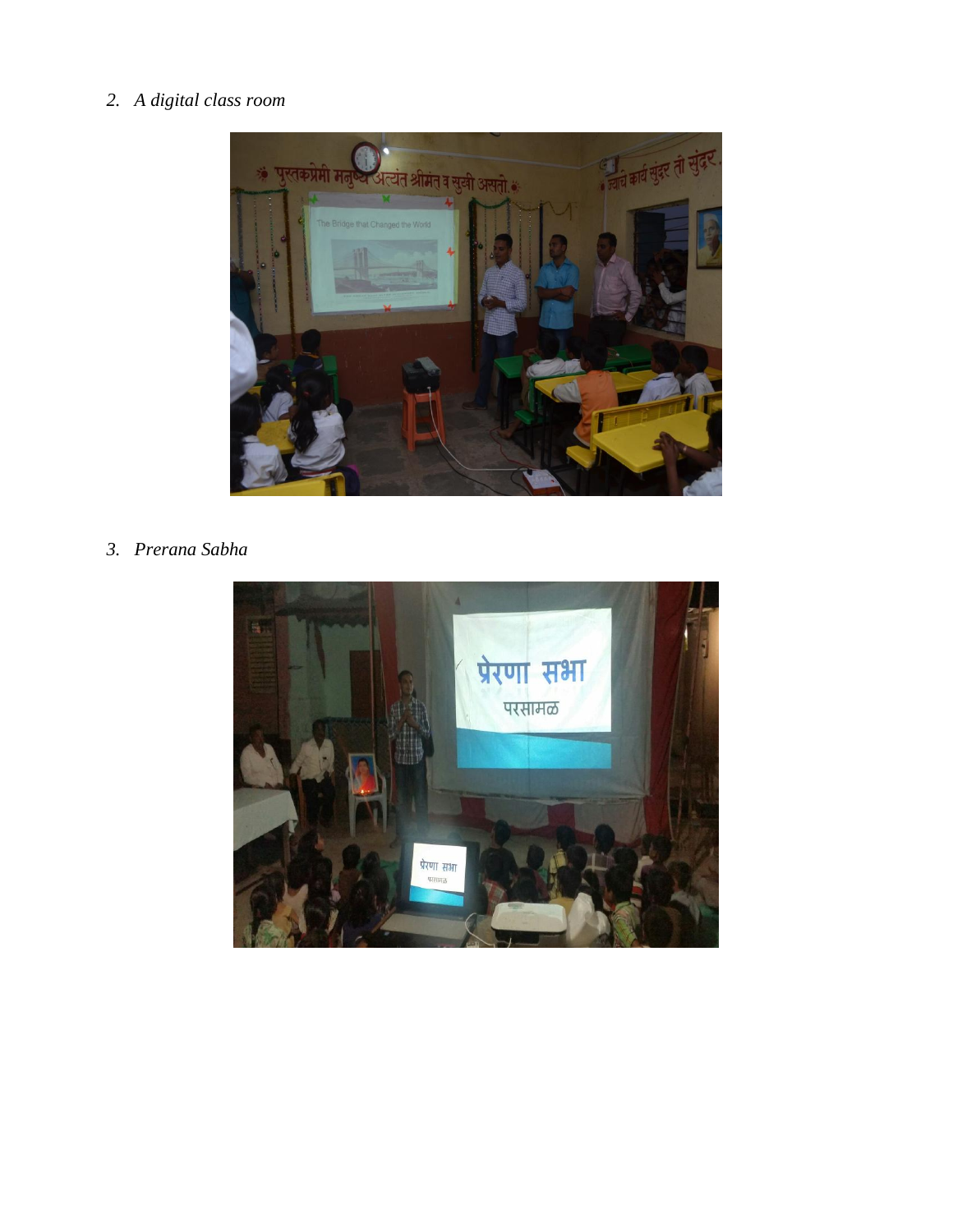2. *A digital class room*

3. *Prerana Sabha*